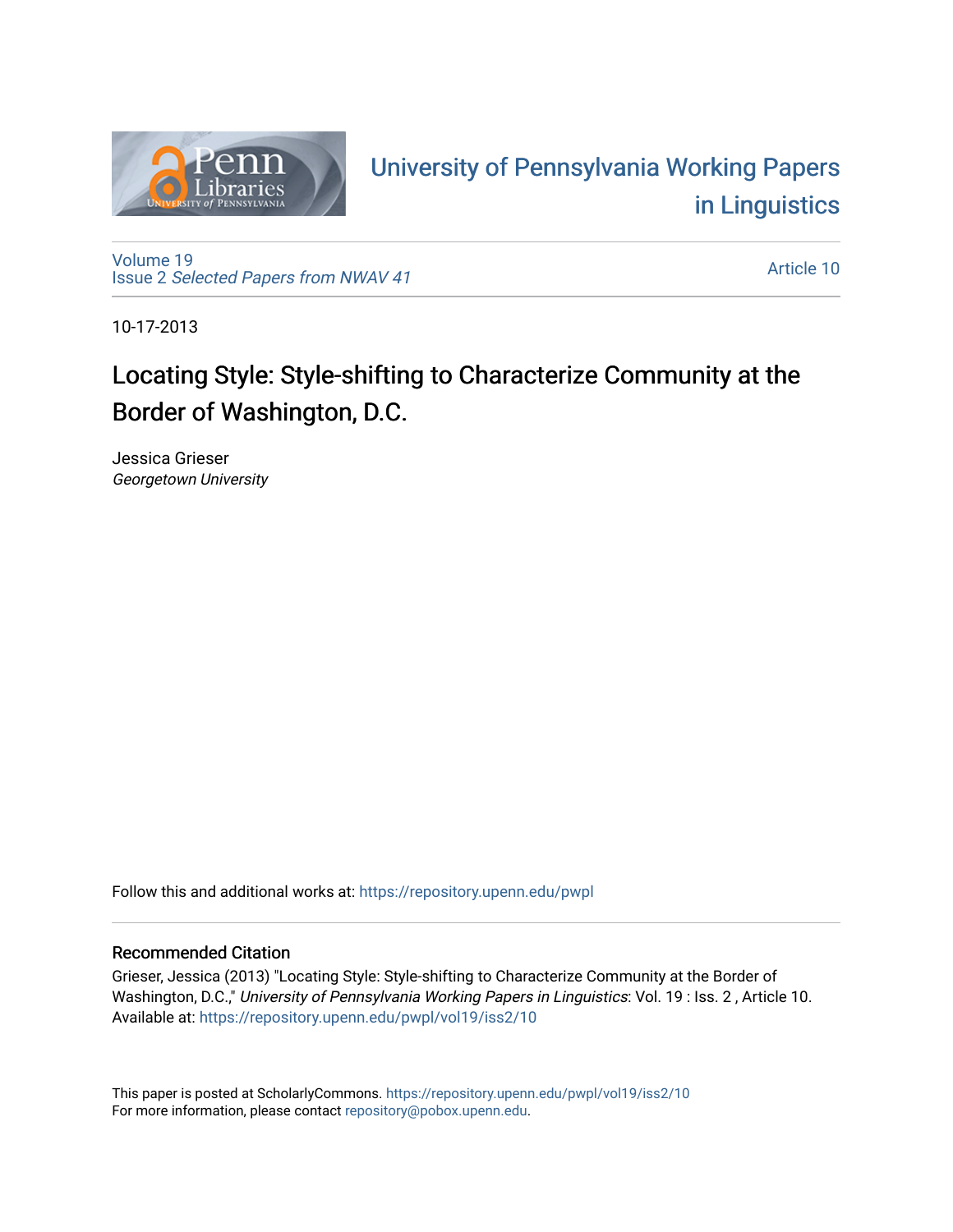University of Pennsylvania Working Papers in Linguistics

Volume 19
Issue 2 *Selected Papers from NWAV 41*

Article 10

10-17-2013

# Locating Style: Style-shifting to Characterize Community at the Border of Washington, D.C.

Jessica Grieser
*Georgetown University*

Follow this and additional works at: https://repository.upenn.edu/pwpl

## Recommended Citation

Grieser, Jessica (2013) "Locating Style: Style-shifting to Characterize Community at the Border of Washington, D.C.," *University of Pennsylvania Working Papers in Linguistics*: Vol. 19 : Iss. 2 , Article 10.
Available at: https://repository.upenn.edu/pwpl/vol19/iss2/10

This paper is posted at ScholarlyCommons. https://repository.upenn.edu/pwpl/vol19/iss2/10
For more information, please contact repository@pobox.upenn.edu.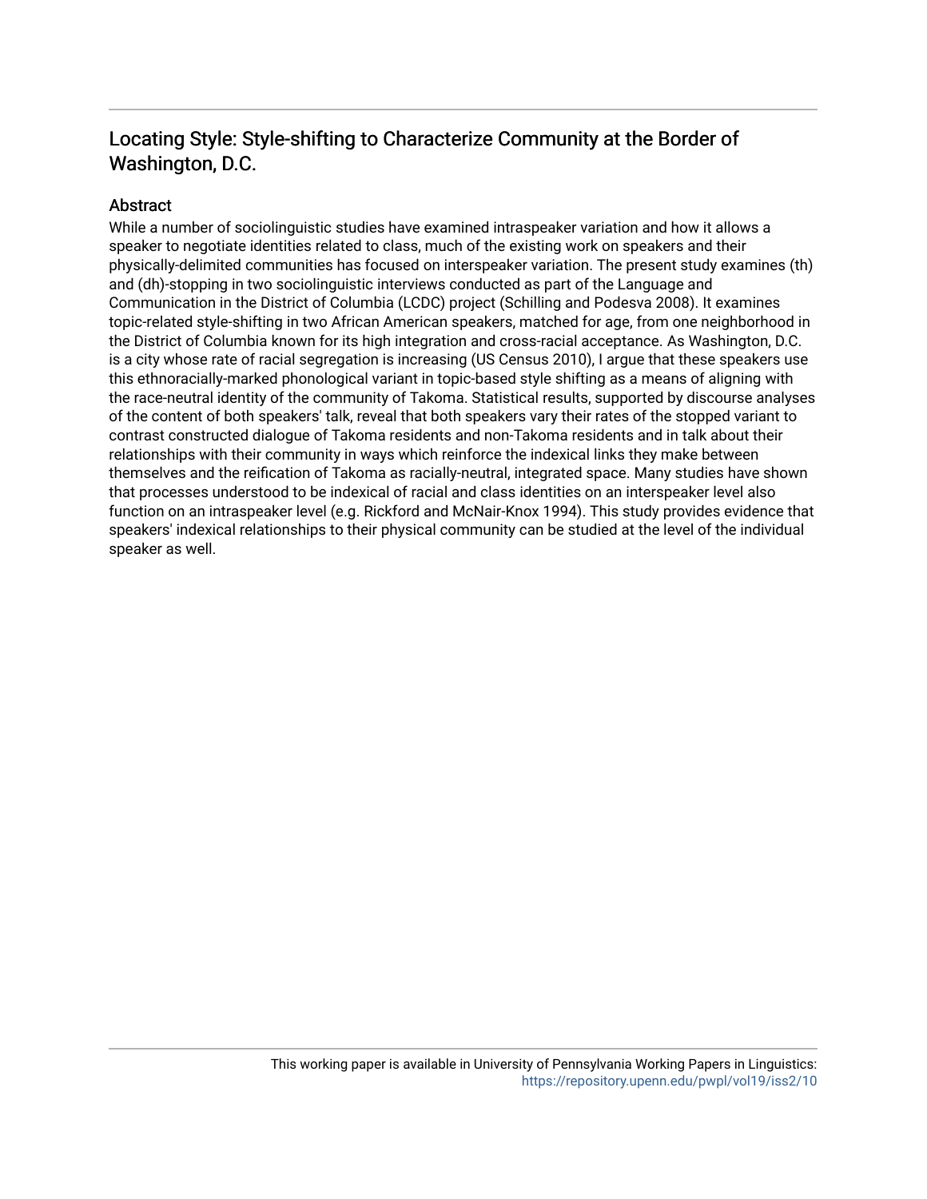## Locating Style: Style-shifting to Characterize Community at the Border of Washington, D.C.

### Abstract

While a number of sociolinguistic studies have examined intraspeaker variation and how it allows a speaker to negotiate identities related to class, much of the existing work on speakers and their physically-delimited communities has focused on interspeaker variation. The present study examines (th) and (dh)-stopping in two sociolinguistic interviews conducted as part of the Language and Communication in the District of Columbia (LCDC) project (Schilling and Podesva 2008). It examines topic-related style-shifting in two African American speakers, matched for age, from one neighborhood in the District of Columbia known for its high integration and cross-racial acceptance. As Washington, D.C. is a city whose rate of racial segregation is increasing (US Census 2010), I argue that these speakers use this ethnoracially-marked phonological variant in topic-based style shifting as a means of aligning with the race-neutral identity of the community of Takoma. Statistical results, supported by discourse analyses of the content of both speakers' talk, reveal that both speakers vary their rates of the stopped variant to contrast constructed dialogue of Takoma residents and non-Takoma residents and in talk about their relationships with their community in ways which reinforce the indexical links they make between themselves and the reification of Takoma as racially-neutral, integrated space. Many studies have shown that processes understood to be indexical of racial and class identities on an interspeaker level also function on an intraspeaker level (e.g. Rickford and McNair-Knox 1994). This study provides evidence that speakers' indexical relationships to their physical community can be studied at the level of the individual speaker as well.

This working paper is available in University of Pennsylvania Working Papers in Linguistics: https://repository.upenn.edu/pwpl/vol19/iss2/10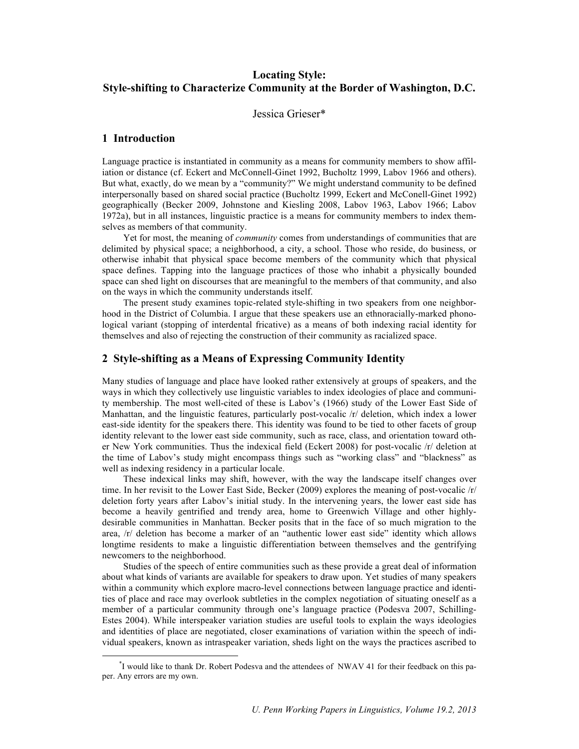# Locating Style: Style-shifting to Characterize Community at the Border of Washington, D.C.

Jessica Grieser*

## 1 Introduction

Language practice is instantiated in community as a means for community members to show affiliation or distance (cf. Eckert and McConnell-Ginet 1992, Bucholtz 1999, Labov 1966 and others). But what, exactly, do we mean by a "community?" We might understand community to be defined interpersonally based on shared social practice (Bucholtz 1999, Eckert and McConell-Ginet 1992) geographically (Becker 2009, Johnstone and Kiesling 2008, Labov 1963, Labov 1966; Labov 1972a), but in all instances, linguistic practice is a means for community members to index themselves as members of that community.

Yet for most, the meaning of *community* comes from understandings of communities that are delimited by physical space; a neighborhood, a city, a school. Those who reside, do business, or otherwise inhabit that physical space become members of the community which that physical space defines. Tapping into the language practices of those who inhabit a physically bounded space can shed light on discourses that are meaningful to the members of that community, and also on the ways in which the community understands itself.

The present study examines topic-related style-shifting in two speakers from one neighborhood in the District of Columbia. I argue that these speakers use an ethnoracially-marked phonological variant (stopping of interdental fricative) as a means of both indexing racial identity for themselves and also of rejecting the construction of their community as racialized space.

## 2 Style-shifting as a Means of Expressing Community Identity

Many studies of language and place have looked rather extensively at groups of speakers, and the ways in which they collectively use linguistic variables to index ideologies of place and community membership. The most well-cited of these is Labov's (1966) study of the Lower East Side of Manhattan, and the linguistic features, particularly post-vocalic /r/ deletion, which index a lower east-side identity for the speakers there. This identity was found to be tied to other facets of group identity relevant to the lower east side community, such as race, class, and orientation toward other New York communities. Thus the indexical field (Eckert 2008) for post-vocalic /r/ deletion at the time of Labov's study might encompass things such as "working class" and "blackness" as well as indexing residency in a particular locale.

These indexical links may shift, however, with the way the landscape itself changes over time. In her revisit to the Lower East Side, Becker (2009) explores the meaning of post-vocalic /r/ deletion forty years after Labov's initial study. In the intervening years, the lower east side has become a heavily gentrified and trendy area, home to Greenwich Village and other highly-desirable communities in Manhattan. Becker posits that in the face of so much migration to the area, /r/ deletion has become a marker of an "authentic lower east side" identity which allows longtime residents to make a linguistic differentiation between themselves and the gentrifying newcomers to the neighborhood.

Studies of the speech of entire communities such as these provide a great deal of information about what kinds of variants are available for speakers to draw upon. Yet studies of many speakers within a community which explore macro-level connections between language practice and identities of place and race may overlook subtleties in the complex negotiation of situating oneself as a member of a particular community through one's language practice (Podesva 2007, Schilling-Estes 2004). While interspeaker variation studies are useful tools to explain the ways ideologies and identities of place are negotiated, closer examinations of variation within the speech of individual speakers, known as intraspeaker variation, sheds light on the ways the practices ascribed to

*I would like to thank Dr. Robert Podesva and the attendees of NWAV 41 for their feedback on this paper. Any errors are my own.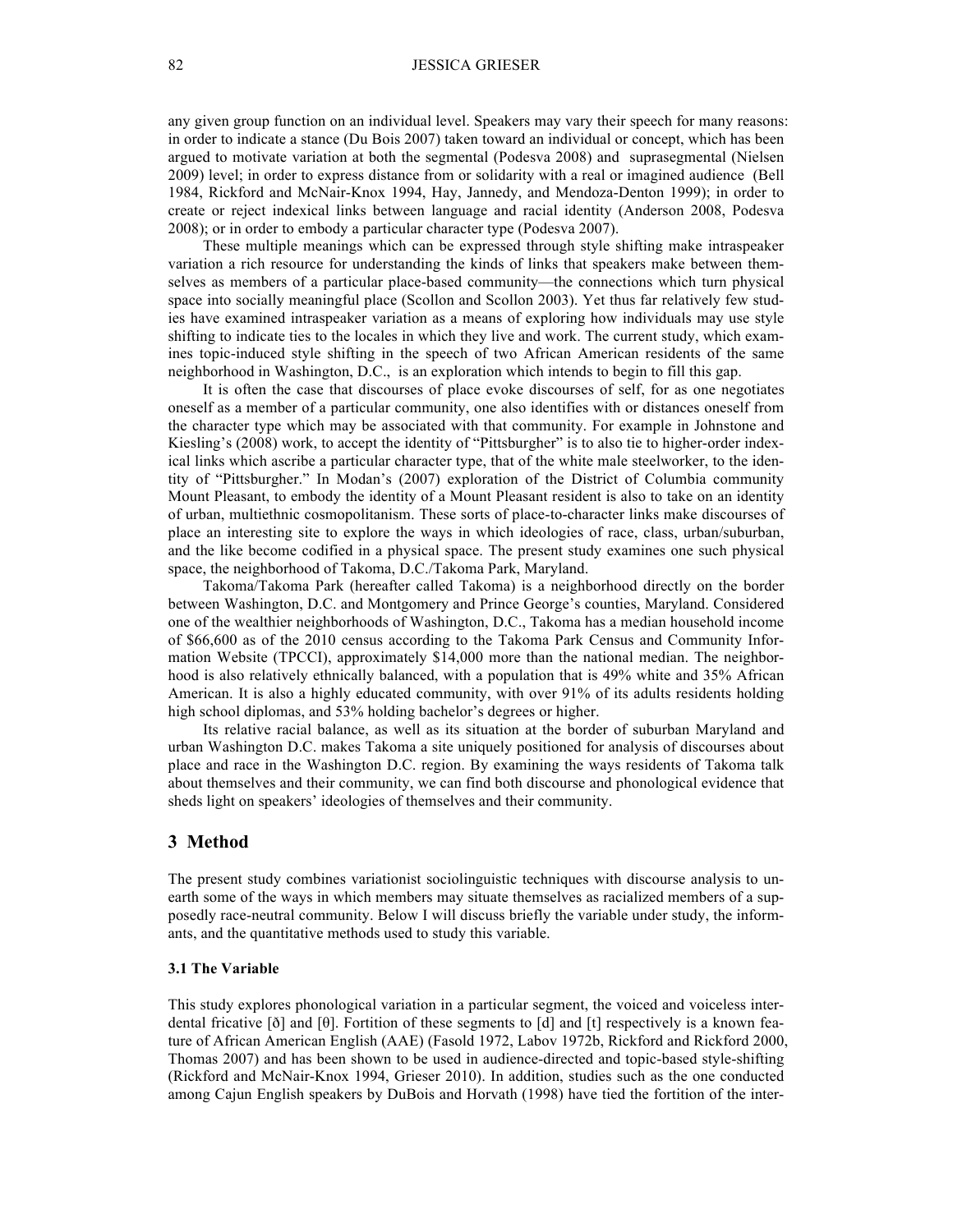any given group function on an individual level. Speakers may vary their speech for many reasons: in order to indicate a stance (Du Bois 2007) taken toward an individual or concept, which has been argued to motivate variation at both the segmental (Podesva 2008) and suprasegmental (Nielsen 2009) level; in order to express distance from or solidarity with a real or imagined audience (Bell 1984, Rickford and McNair-Knox 1994, Hay, Jannedy, and Mendoza-Denton 1999); in order to create or reject indexical links between language and racial identity (Anderson 2008, Podesva 2008); or in order to embody a particular character type (Podesva 2007).

These multiple meanings which can be expressed through style shifting make intraspeaker variation a rich resource for understanding the kinds of links that speakers make between themselves as members of a particular place-based community—the connections which turn physical space into socially meaningful place (Scollon and Scollon 2003). Yet thus far relatively few studies have examined intraspeaker variation as a means of exploring how individuals may use style shifting to indicate ties to the locales in which they live and work. The current study, which examines topic-induced style shifting in the speech of two African American residents of the same neighborhood in Washington, D.C., is an exploration which intends to begin to fill this gap.

It is often the case that discourses of place evoke discourses of self, for as one negotiates oneself as a member of a particular community, one also identifies with or distances oneself from the character type which may be associated with that community. For example in Johnstone and Kiesling's (2008) work, to accept the identity of "Pittsburgher" is to also tie to higher-order indexical links which ascribe a particular character type, that of the white male steelworker, to the identity of "Pittsburgher." In Modan's (2007) exploration of the District of Columbia community Mount Pleasant, to embody the identity of a Mount Pleasant resident is also to take on an identity of urban, multiethnic cosmopolitanism. These sorts of place-to-character links make discourses of place an interesting site to explore the ways in which ideologies of race, class, urban/suburban, and the like become codified in a physical space. The present study examines one such physical space, the neighborhood of Takoma, D.C./Takoma Park, Maryland.

Takoma/Takoma Park (hereafter called Takoma) is a neighborhood directly on the border between Washington, D.C. and Montgomery and Prince George's counties, Maryland. Considered one of the wealthier neighborhoods of Washington, D.C., Takoma has a median household income of $66,600 as of the 2010 census according to the Takoma Park Census and Community Information Website (TPCCI), approximately $14,000 more than the national median. The neighborhood is also relatively ethnically balanced, with a population that is 49% white and 35% African American. It is also a highly educated community, with over 91% of its adults residents holding high school diplomas, and 53% holding bachelor's degrees or higher.

Its relative racial balance, as well as its situation at the border of suburban Maryland and urban Washington D.C. makes Takoma a site uniquely positioned for analysis of discourses about place and race in the Washington D.C. region. By examining the ways residents of Takoma talk about themselves and their community, we can find both discourse and phonological evidence that sheds light on speakers' ideologies of themselves and their community.

## 3 Method

The present study combines variationist sociolinguistic techniques with discourse analysis to unearth some of the ways in which members may situate themselves as racialized members of a supposedly race-neutral community. Below I will discuss briefly the variable under study, the informants, and the quantitative methods used to study this variable.

### 3.1 The Variable

This study explores phonological variation in a particular segment, the voiced and voiceless interdental fricative [ð] and [θ]. Fortition of these segments to [d] and [t] respectively is a known feature of African American English (AAE) (Fasold 1972, Labov 1972b, Rickford and Rickford 2000, Thomas 2007) and has been shown to be used in audience-directed and topic-based style-shifting (Rickford and McNair-Knox 1994, Grieser 2010). In addition, studies such as the one conducted among Cajun English speakers by DuBois and Horvath (1998) have tied the fortition of the inter-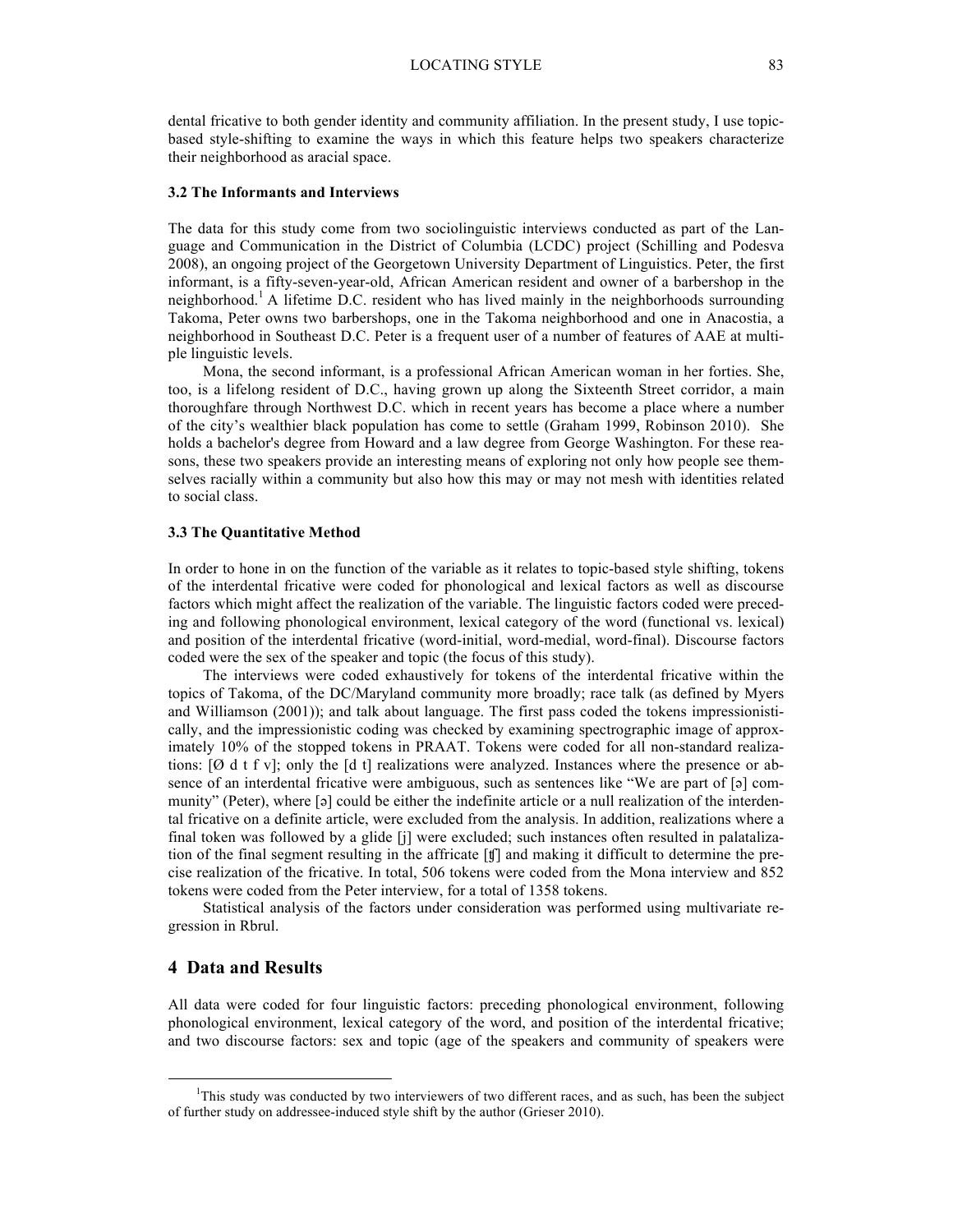dental fricative to both gender identity and community affiliation. In the present study, I use topic-based style-shifting to examine the ways in which this feature helps two speakers characterize their neighborhood as aracial space.

### 3.2 The Informants and Interviews

The data for this study come from two sociolinguistic interviews conducted as part of the Language and Communication in the District of Columbia (LCDC) project (Schilling and Podesva 2008), an ongoing project of the Georgetown University Department of Linguistics. Peter, the first informant, is a fifty-seven-year-old, African American resident and owner of a barbershop in the neighborhood.[1] A lifetime D.C. resident who has lived mainly in the neighborhoods surrounding Takoma, Peter owns two barbershops, one in the Takoma neighborhood and one in Anacostia, a neighborhood in Southeast D.C. Peter is a frequent user of a number of features of AAE at multiple linguistic levels.

Mona, the second informant, is a professional African American woman in her forties. She, too, is a lifelong resident of D.C., having grown up along the Sixteenth Street corridor, a main thoroughfare through Northwest D.C. which in recent years has become a place where a number of the city's wealthier black population has come to settle (Graham 1999, Robinson 2010). She holds a bachelor's degree from Howard and a law degree from George Washington. For these reasons, these two speakers provide an interesting means of exploring not only how people see themselves racially within a community but also how this may or may not mesh with identities related to social class.

### 3.3 The Quantitative Method

In order to hone in on the function of the variable as it relates to topic-based style shifting, tokens of the interdental fricative were coded for phonological and lexical factors as well as discourse factors which might affect the realization of the variable. The linguistic factors coded were preceding and following phonological environment, lexical category of the word (functional vs. lexical) and position of the interdental fricative (word-initial, word-medial, word-final). Discourse factors coded were the sex of the speaker and topic (the focus of this study).

The interviews were coded exhaustively for tokens of the interdental fricative within the topics of Takoma, of the DC/Maryland community more broadly; race talk (as defined by Myers and Williamson (2001)); and talk about language. The first pass coded the tokens impressionistically, and the impressionistic coding was checked by examining spectrographic image of approximately 10% of the stopped tokens in PRAAT. Tokens were coded for all non-standard realizations: [Ø d t f v]; only the [d t] realizations were analyzed. Instances where the presence or absence of an interdental fricative were ambiguous, such as sentences like "We are part of [ə] community" (Peter), where [ə] could be either the indefinite article or a null realization of the interdental fricative on a definite article, were excluded from the analysis. In addition, realizations where a final token was followed by a glide [j] were excluded; such instances often resulted in palatalization of the final segment resulting in the affricate [ʧ] and making it difficult to determine the precise realization of the fricative. In total, 506 tokens were coded from the Mona interview and 852 tokens were coded from the Peter interview, for a total of 1358 tokens.

Statistical analysis of the factors under consideration was performed using multivariate regression in Rbrul.

## 4 Data and Results

All data were coded for four linguistic factors: preceding phonological environment, following phonological environment, lexical category of the word, and position of the interdental fricative; and two discourse factors: sex and topic (age of the speakers and community of speakers were

[1]This study was conducted by two interviewers of two different races, and as such, has been the subject of further study on addressee-induced style shift by the author (Grieser 2010).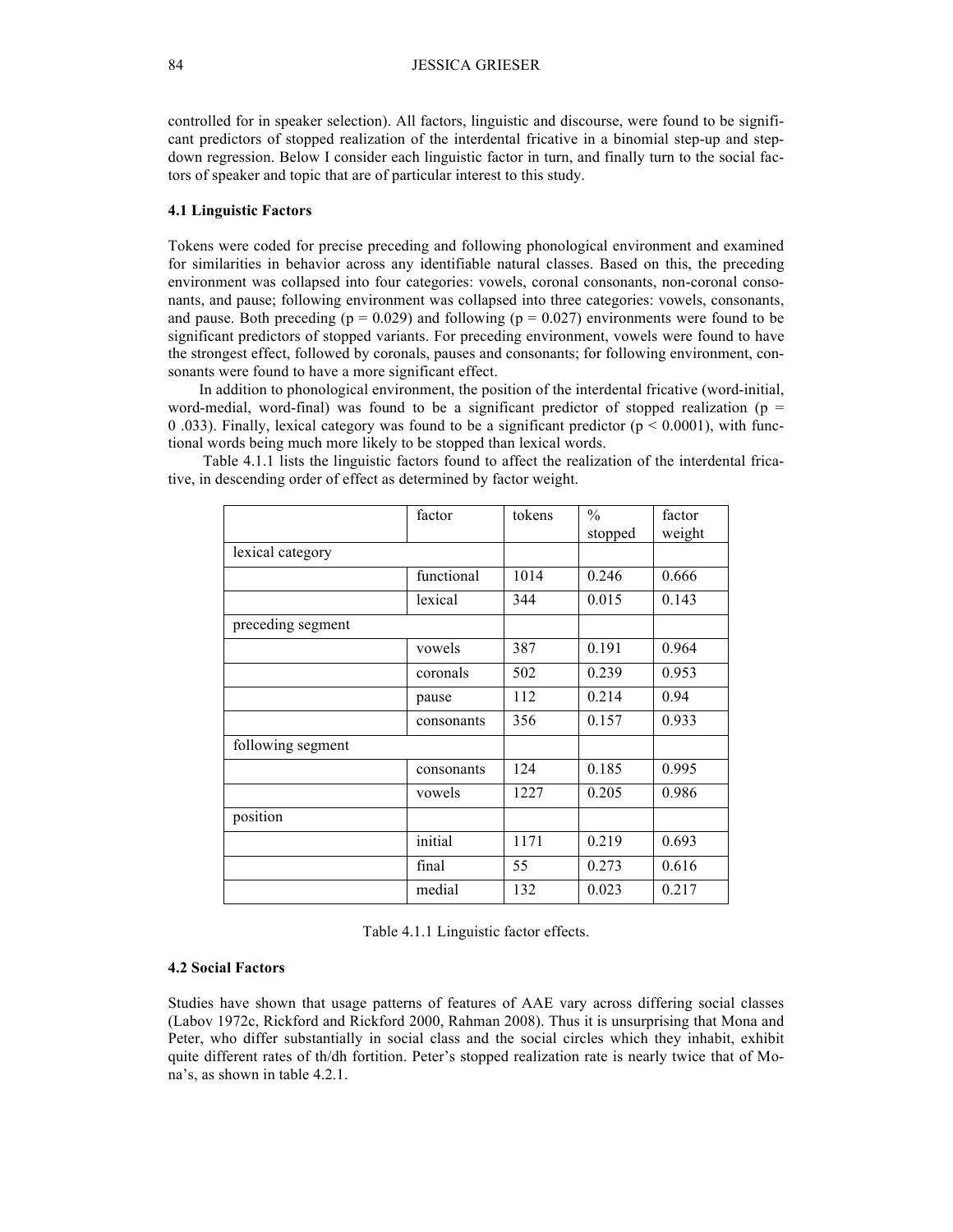controlled for in speaker selection). All factors, linguistic and discourse, were found to be significant predictors of stopped realization of the interdental fricative in a binomial step-up and step-down regression. Below I consider each linguistic factor in turn, and finally turn to the social factors of speaker and topic that are of particular interest to this study.

### 4.1 Linguistic Factors

Tokens were coded for precise preceding and following phonological environment and examined for similarities in behavior across any identifiable natural classes. Based on this, the preceding environment was collapsed into four categories: vowels, coronal consonants, non-coronal consonants, and pause; following environment was collapsed into three categories: vowels, consonants, and pause. Both preceding ($p = 0.029$) and following ($p = 0.027$) environments were found to be significant predictors of stopped variants. For preceding environment, vowels were found to have the strongest effect, followed by coronals, pauses and consonants; for following environment, consonants were found to have a more significant effect.

In addition to phonological environment, the position of the interdental fricative (word-initial, word-medial, word-final) was found to be a significant predictor of stopped realization ($p = 0 .033$). Finally, lexical category was found to be a significant predictor ($p < 0.0001$), with functional words being much more likely to be stopped than lexical words.

Table 4.1.1 lists the linguistic factors found to affect the realization of the interdental fricative, in descending order of effect as determined by factor weight.

| | factor | tokens | % stopped | factor weight |
|---|---|---|---|---|
| lexical category | | | | |
| | functional | 1014 | 0.246 | 0.666 |
| | lexical | 344 | 0.015 | 0.143 |
| preceding segment | | | | |
| | vowels | 387 | 0.191 | 0.964 |
| | coronals | 502 | 0.239 | 0.953 |
| | pause | 112 | 0.214 | 0.94 |
| | consonants | 356 | 0.157 | 0.933 |
| following segment | | | | |
| | consonants | 124 | 0.185 | 0.995 |
| | vowels | 1227 | 0.205 | 0.986 |
| position | | | | |
| | initial | 1171 | 0.219 | 0.693 |
| | final | 55 | 0.273 | 0.616 |
| | medial | 132 | 0.023 | 0.217 |

Table 4.1.1 Linguistic factor effects.

### 4.2 Social Factors

Studies have shown that usage patterns of features of AAE vary across differing social classes (Labov 1972c, Rickford and Rickford 2000, Rahman 2008). Thus it is unsurprising that Mona and Peter, who differ substantially in social class and the social circles which they inhabit, exhibit quite different rates of th/dh fortition. Peter's stopped realization rate is nearly twice that of Mona's, as shown in table 4.2.1.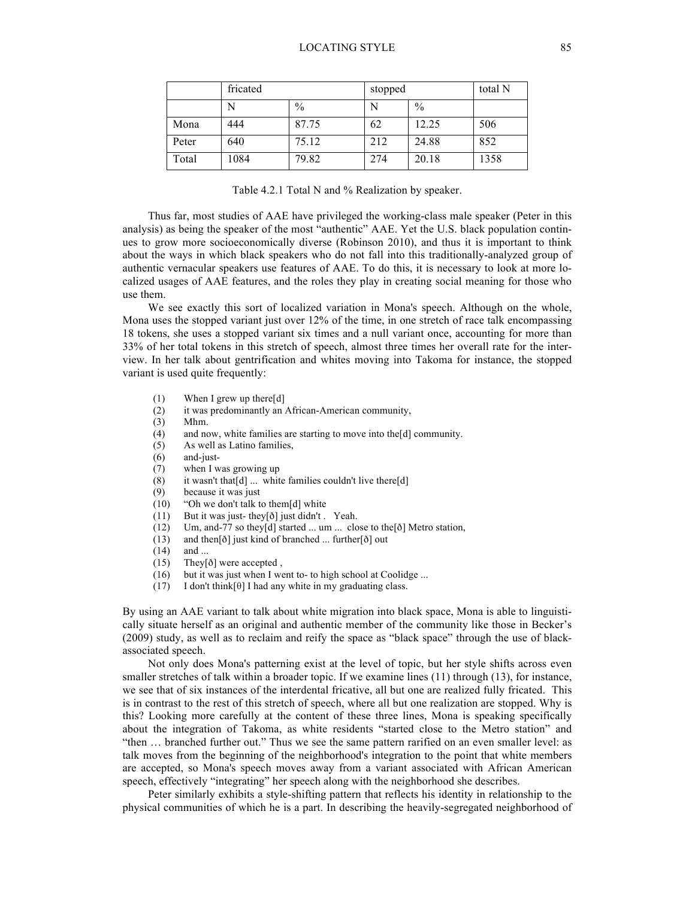| | fricated | | stopped | | total N |
|---|---|---|---|---|---|
| | N | % | N | % | |
| Mona | 444 | 87.75 | 62 | 12.25 | 506 |
| Peter | 640 | 75.12 | 212 | 24.88 | 852 |
| Total | 1084 | 79.82 | 274 | 20.18 | 1358 |

Table 4.2.1 Total N and % Realization by speaker.

Thus far, most studies of AAE have privileged the working-class male speaker (Peter in this analysis) as being the speaker of the most "authentic" AAE. Yet the U.S. black population continues to grow more socioeconomically diverse (Robinson 2010), and thus it is important to think about the ways in which black speakers who do not fall into this traditionally-analyzed group of authentic vernacular speakers use features of AAE. To do this, it is necessary to look at more localized usages of AAE features, and the roles they play in creating social meaning for those who use them.

We see exactly this sort of localized variation in Mona's speech. Although on the whole, Mona uses the stopped variant just over 12% of the time, in one stretch of race talk encompassing 18 tokens, she uses a stopped variant six times and a null variant once, accounting for more than 33% of her total tokens in this stretch of speech, almost three times her overall rate for the interview. In her talk about gentrification and whites moving into Takoma for instance, the stopped variant is used quite frequently:

(1) When I grew up there[d]
(2) it was predominantly an African-American community,
(3) Mhm.
(4) and now, white families are starting to move into the[d] community.
(5) As well as Latino families,
(6) and-just-
(7) when I was growing up
(8) it wasn't that[d] ... white families couldn't live there[d]
(9) because it was just
(10) "Oh we don't talk to them[d] white
(11) But it was just- they[ð] just didn't . Yeah.
(12) Um, and-77 so they[d] started ... um ... close to the[ð] Metro station,
(13) and then[ð] just kind of branched ... further[ð] out
(14) and ...
(15) They[ð] were accepted ,
(16) but it was just when I went to- to high school at Coolidge ...
(17) I don't think[θ] I had any white in my graduating class.

By using an AAE variant to talk about white migration into black space, Mona is able to linguistically situate herself as an original and authentic member of the community like those in Becker's (2009) study, as well as to reclaim and reify the space as "black space" through the use of black-associated speech.

Not only does Mona's patterning exist at the level of topic, but her style shifts across even smaller stretches of talk within a broader topic. If we examine lines (11) through (13), for instance, we see that of six instances of the interdental fricative, all but one are realized fully fricated. This is in contrast to the rest of this stretch of speech, where all but one realization are stopped. Why is this? Looking more carefully at the content of these three lines, Mona is speaking specifically about the integration of Takoma, as white residents "started close to the Metro station" and "then … branched further out." Thus we see the same pattern rarified on an even smaller level: as talk moves from the beginning of the neighborhood's integration to the point that white members are accepted, so Mona's speech moves away from a variant associated with African American speech, effectively "integrating" her speech along with the neighborhood she describes.

Peter similarly exhibits a style-shifting pattern that reflects his identity in relationship to the physical communities of which he is a part. In describing the heavily-segregated neighborhood of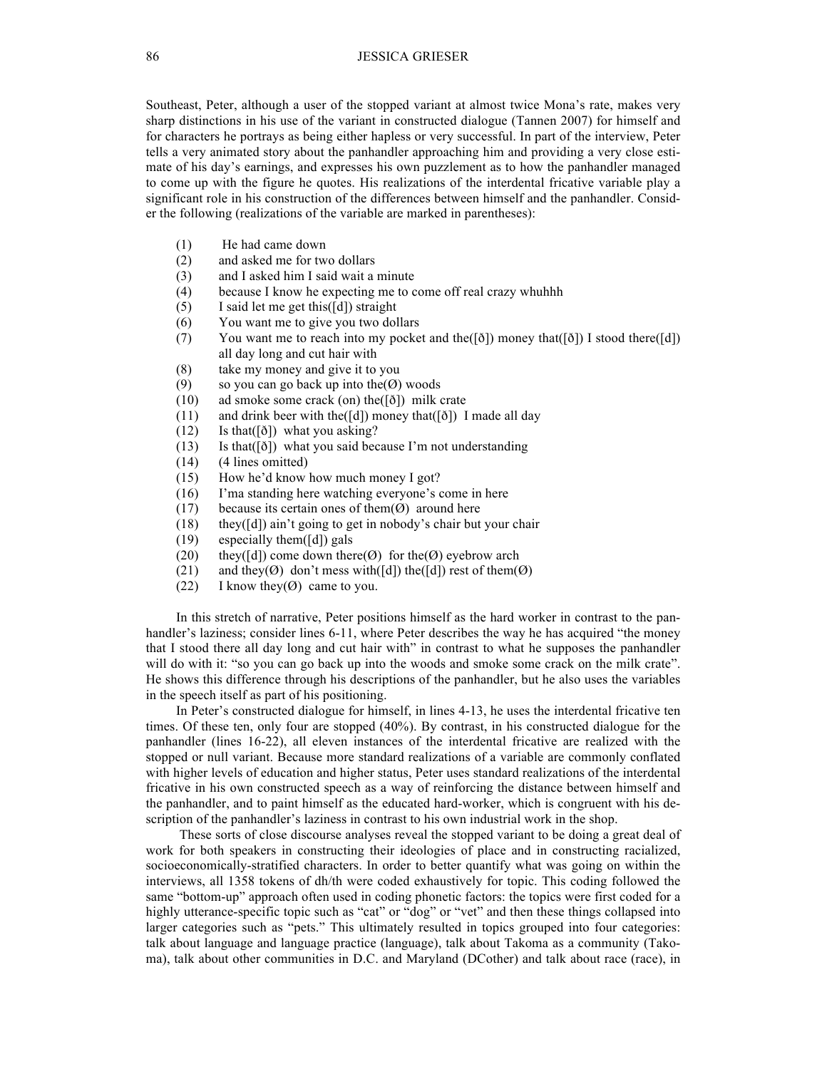Southeast, Peter, although a user of the stopped variant at almost twice Mona's rate, makes very sharp distinctions in his use of the variant in constructed dialogue (Tannen 2007) for himself and for characters he portrays as being either hapless or very successful. In part of the interview, Peter tells a very animated story about the panhandler approaching him and providing a very close estimate of his day's earnings, and expresses his own puzzlement as to how the panhandler managed to come up with the figure he quotes. His realizations of the interdental fricative variable play a significant role in his construction of the differences between himself and the panhandler. Consider the following (realizations of the variable are marked in parentheses):

(1) He had came down
(2) and asked me for two dollars
(3) and I asked him I said wait a minute
(4) because I know he expecting me to come off real crazy whuhhh
(5) I said let me get this([d]) straight
(6) You want me to give you two dollars
(7) You want me to reach into my pocket and the([ð]) money that([ð]) I stood there([d]) all day long and cut hair with
(8) take my money and give it to you
(9) so you can go back up into the(Ø) woods
(10) ad smoke some crack (on) the([ð]) milk crate
(11) and drink beer with the([d]) money that([ð]) I made all day
(12) Is that([ð]) what you asking?
(13) Is that([ð]) what you said because I'm not understanding
(14) (4 lines omitted)
(15) How he'd know how much money I got?
(16) I'ma standing here watching everyone's come in here
(17) because its certain ones of them(Ø) around here
(18) they([d]) ain't going to get in nobody's chair but your chair
(19) especially them([d]) gals
(20) they([d]) come down there(Ø) for the(Ø) eyebrow arch
(21) and they(Ø) don't mess with([d]) the([d]) rest of them(Ø)
(22) I know they(Ø) came to you.

In this stretch of narrative, Peter positions himself as the hard worker in contrast to the panhandler's laziness; consider lines 6-11, where Peter describes the way he has acquired "the money that I stood there all day long and cut hair with" in contrast to what he supposes the panhandler will do with it: "so you can go back up into the woods and smoke some crack on the milk crate". He shows this difference through his descriptions of the panhandler, but he also uses the variables in the speech itself as part of his positioning.

In Peter's constructed dialogue for himself, in lines 4-13, he uses the interdental fricative ten times. Of these ten, only four are stopped (40%). By contrast, in his constructed dialogue for the panhandler (lines 16-22), all eleven instances of the interdental fricative are realized with the stopped or null variant. Because more standard realizations of a variable are commonly conflated with higher levels of education and higher status, Peter uses standard realizations of the interdental fricative in his own constructed speech as a way of reinforcing the distance between himself and the panhandler, and to paint himself as the educated hard-worker, which is congruent with his description of the panhandler's laziness in contrast to his own industrial work in the shop.

These sorts of close discourse analyses reveal the stopped variant to be doing a great deal of work for both speakers in constructing their ideologies of place and in constructing racialized, socioeconomically-stratified characters. In order to better quantify what was going on within the interviews, all 1358 tokens of dh/th were coded exhaustively for topic. This coding followed the same "bottom-up" approach often used in coding phonetic factors: the topics were first coded for a highly utterance-specific topic such as "cat" or "dog" or "vet" and then these things collapsed into larger categories such as "pets." This ultimately resulted in topics grouped into four categories: talk about language and language practice (language), talk about Takoma as a community (Takoma), talk about other communities in D.C. and Maryland (DCother) and talk about race (race), in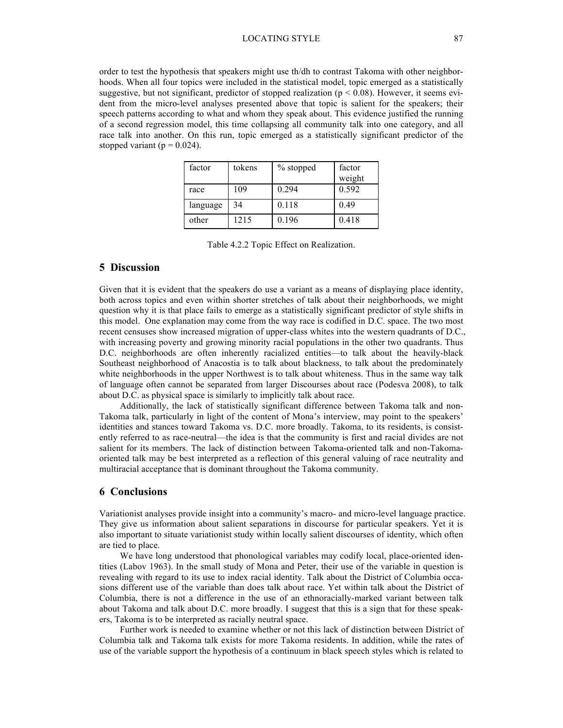order to test the hypothesis that speakers might use th/dh to contrast Takoma with other neighborhoods. When all four topics were included in the statistical model, topic emerged as a statistically suggestive, but not significant, predictor of stopped realization ($p < 0.08$). However, it seems evident from the micro-level analyses presented above that topic is salient for the speakers; their speech patterns according to what and whom they speak about. This evidence justified the running of a second regression model, this time collapsing all community talk into one category, and all race talk into another. On this run, topic emerged as a statistically significant predictor of the stopped variant ($p = 0.024$).

| factor | tokens | % stopped | factor weight |
|---|---|---|---|
| race | 109 | 0.294 | 0.592 |
| language | 34 | 0.118 | 0.49 |
| other | 1215 | 0.196 | 0.418 |

Table 4.2.2 Topic Effect on Realization.

## 5 Discussion

Given that it is evident that the speakers do use a variant as a means of displaying place identity, both across topics and even within shorter stretches of talk about their neighborhoods, we might question why it is that place fails to emerge as a statistically significant predictor of style shifts in this model. One explanation may come from the way race is codified in D.C. space. The two most recent censuses show increased migration of upper-class whites into the western quadrants of D.C., with increasing poverty and growing minority racial populations in the other two quadrants. Thus D.C. neighborhoods are often inherently racialized entities—to talk about the heavily-black Southeast neighborhood of Anacostia is to talk about blackness, to talk about the predominately white neighborhoods in the upper Northwest is to talk about whiteness. Thus in the same way talk of language often cannot be separated from larger Discourses about race (Podesva 2008), to talk about D.C. as physical space is similarly to implicitly talk about race.

Additionally, the lack of statistically significant difference between Takoma talk and non-Takoma talk, particularly in light of the content of Mona's interview, may point to the speakers' identities and stances toward Takoma vs. D.C. more broadly. Takoma, to its residents, is consistently referred to as race-neutral—the idea is that the community is first and racial divides are not salient for its members. The lack of distinction between Takoma-oriented talk and non-Takoma-oriented talk may be best interpreted as a reflection of this general valuing of race neutrality and multiracial acceptance that is dominant throughout the Takoma community.

## 6 Conclusions

Variationist analyses provide insight into a community's macro- and micro-level language practice. They give us information about salient separations in discourse for particular speakers. Yet it is also important to situate variationist study within locally salient discourses of identity, which often are tied to place.

We have long understood that phonological variables may codify local, place-oriented identities (Labov 1963). In the small study of Mona and Peter, their use of the variable in question is revealing with regard to its use to index racial identity. Talk about the District of Columbia occasions different use of the variable than does talk about race. Yet within talk about the District of Columbia, there is not a difference in the use of an ethnoracially-marked variant between talk about Takoma and talk about D.C. more broadly. I suggest that this is a sign that for these speakers, Takoma is to be interpreted as racially neutral space.

Further work is needed to examine whether or not this lack of distinction between District of Columbia talk and Takoma talk exists for more Takoma residents. In addition, while the rates of use of the variable support the hypothesis of a continuum in black speech styles which is related to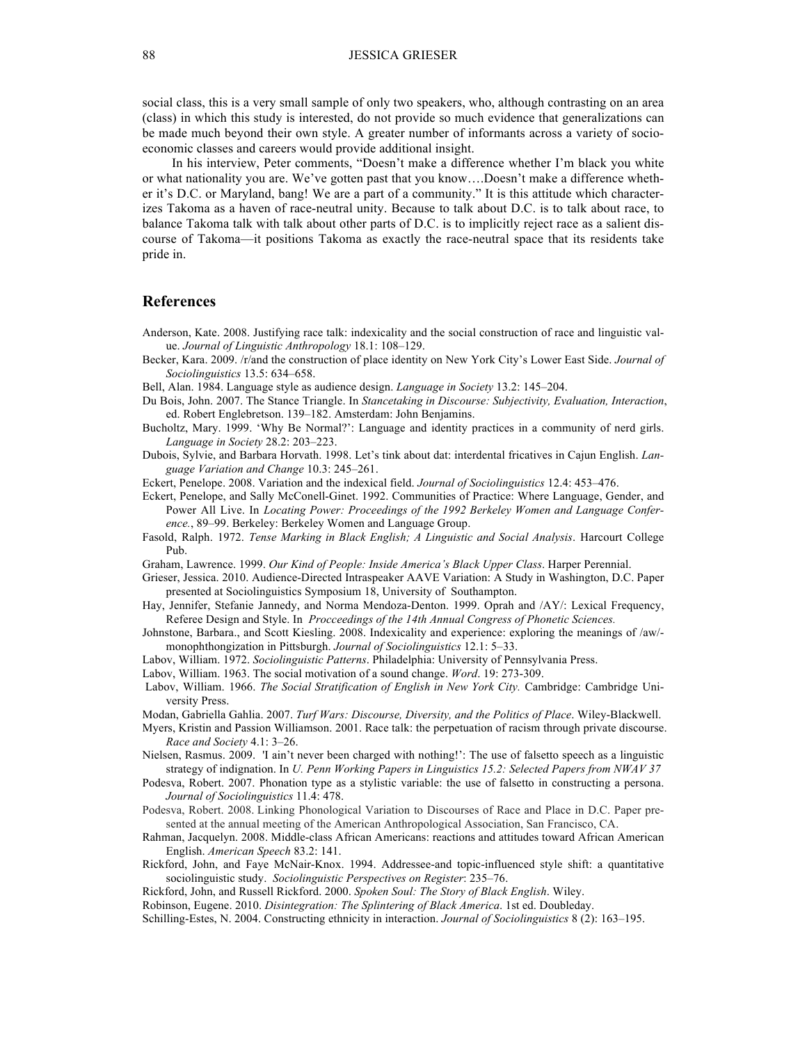social class, this is a very small sample of only two speakers, who, although contrasting on an area (class) in which this study is interested, do not provide so much evidence that generalizations can be made much beyond their own style. A greater number of informants across a variety of socio-economic classes and careers would provide additional insight.

In his interview, Peter comments, "Doesn't make a difference whether I'm black you white or what nationality you are. We've gotten past that you know….Doesn't make a difference whether it's D.C. or Maryland, bang! We are a part of a community." It is this attitude which characterizes Takoma as a haven of race-neutral unity. Because to talk about D.C. is to talk about race, to balance Takoma talk with talk about other parts of D.C. is to implicitly reject race as a salient discourse of Takoma—it positions Takoma as exactly the race-neutral space that its residents take pride in.

## References

Anderson, Kate. 2008. Justifying race talk: indexicality and the social construction of race and linguistic value. *Journal of Linguistic Anthropology* 18.1: 108–129.

Becker, Kara. 2009. /r/and the construction of place identity on New York City's Lower East Side. *Journal of Sociolinguistics* 13.5: 634–658.

Bell, Alan. 1984. Language style as audience design. *Language in Society* 13.2: 145–204.

Du Bois, John. 2007. The Stance Triangle. In *Stancetaking in Discourse: Subjectivity, Evaluation, Interaction*, ed. Robert Englebretson. 139–182. Amsterdam: John Benjamins.

Bucholtz, Mary. 1999. 'Why Be Normal?': Language and identity practices in a community of nerd girls. *Language in Society* 28.2: 203–223.

Dubois, Sylvie, and Barbara Horvath. 1998. Let's tink about dat: interdental fricatives in Cajun English. *Language Variation and Change* 10.3: 245–261.

Eckert, Penelope. 2008. Variation and the indexical field. *Journal of Sociolinguistics* 12.4: 453–476.

Eckert, Penelope, and Sally McConell-Ginet. 1992. Communities of Practice: Where Language, Gender, and Power All Live. In *Locating Power: Proceedings of the 1992 Berkeley Women and Language Conference.*, 89–99. Berkeley: Berkeley Women and Language Group.

Fasold, Ralph. 1972. *Tense Marking in Black English; A Linguistic and Social Analysis*. Harcourt College Pub.

Graham, Lawrence. 1999. *Our Kind of People: Inside America's Black Upper Class*. Harper Perennial.

Grieser, Jessica. 2010. Audience-Directed Intraspeaker AAVE Variation: A Study in Washington, D.C. Paper presented at Sociolinguistics Symposium 18, University of Southampton.

Hay, Jennifer, Stefanie Jannedy, and Norma Mendoza-Denton. 1999. Oprah and /AY/: Lexical Frequency, Referee Design and Style. In *Procceedings of the 14th Annual Congress of Phonetic Sciences.*

Johnstone, Barbara., and Scott Kiesling. 2008. Indexicality and experience: exploring the meanings of /aw/-monophthongization in Pittsburgh. *Journal of Sociolinguistics* 12.1: 5–33.

Labov, William. 1972. *Sociolinguistic Patterns*. Philadelphia: University of Pennsylvania Press.

Labov, William. 1963. The social motivation of a sound change. *Word*. 19: 273-309.

Labov, William. 1966. *The Social Stratification of English in New York City.* Cambridge: Cambridge University Press.

Modan, Gabriella Gahlia. 2007. *Turf Wars: Discourse, Diversity, and the Politics of Place*. Wiley-Blackwell.

Myers, Kristin and Passion Williamson. 2001. Race talk: the perpetuation of racism through private discourse. *Race and Society* 4.1: 3–26.

Nielsen, Rasmus. 2009. 'I ain't never been charged with nothing!': The use of falsetto speech as a linguistic strategy of indignation. In *U. Penn Working Papers in Linguistics 15.2: Selected Papers from NWAV 37*

Podesva, Robert. 2007. Phonation type as a stylistic variable: the use of falsetto in constructing a persona. *Journal of Sociolinguistics* 11.4: 478.

Podesva, Robert. 2008. Linking Phonological Variation to Discourses of Race and Place in D.C. Paper presented at the annual meeting of the American Anthropological Association, San Francisco, CA.

Rahman, Jacquelyn. 2008. Middle-class African Americans: reactions and attitudes toward African American English. *American Speech* 83.2: 141.

Rickford, John, and Faye McNair-Knox. 1994. Addressee-and topic-influenced style shift: a quantitative sociolinguistic study. *Sociolinguistic Perspectives on Register*: 235–76.

Rickford, John, and Russell Rickford. 2000. *Spoken Soul: The Story of Black English*. Wiley.

Robinson, Eugene. 2010. *Disintegration: The Splintering of Black America*. 1st ed. Doubleday.

Schilling-Estes, N. 2004. Constructing ethnicity in interaction. *Journal of Sociolinguistics* 8 (2): 163–195.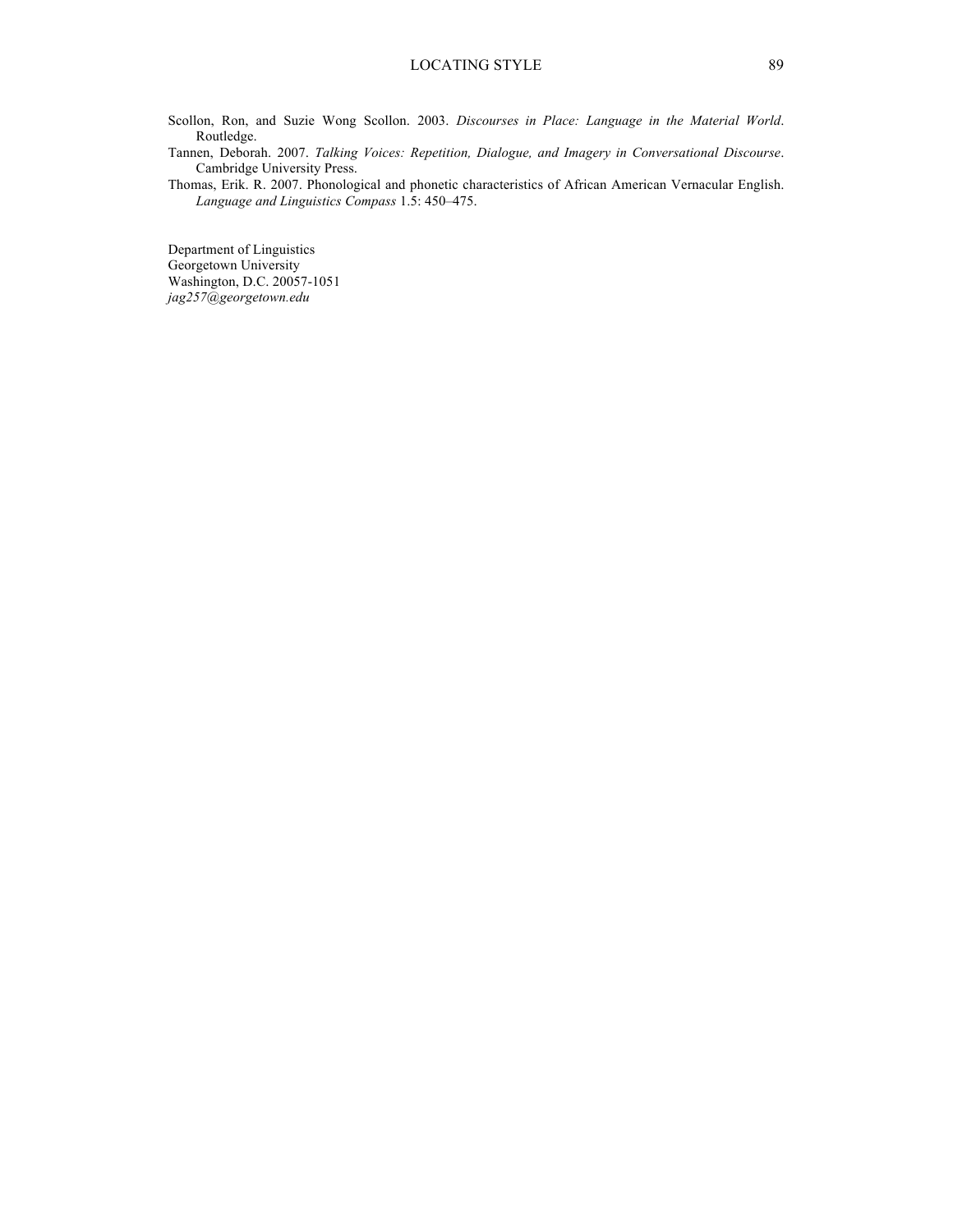Scollon, Ron, and Suzie Wong Scollon. 2003. *Discourses in Place: Language in the Material World*. Routledge.

Tannen, Deborah. 2007. *Talking Voices: Repetition, Dialogue, and Imagery in Conversational Discourse*. Cambridge University Press.

Thomas, Erik. R. 2007. Phonological and phonetic characteristics of African American Vernacular English. *Language and Linguistics Compass* 1.5: 450–475.

Department of Linguistics
Georgetown University
Washington, D.C. 20057-1051
*jag257@georgetown.edu*